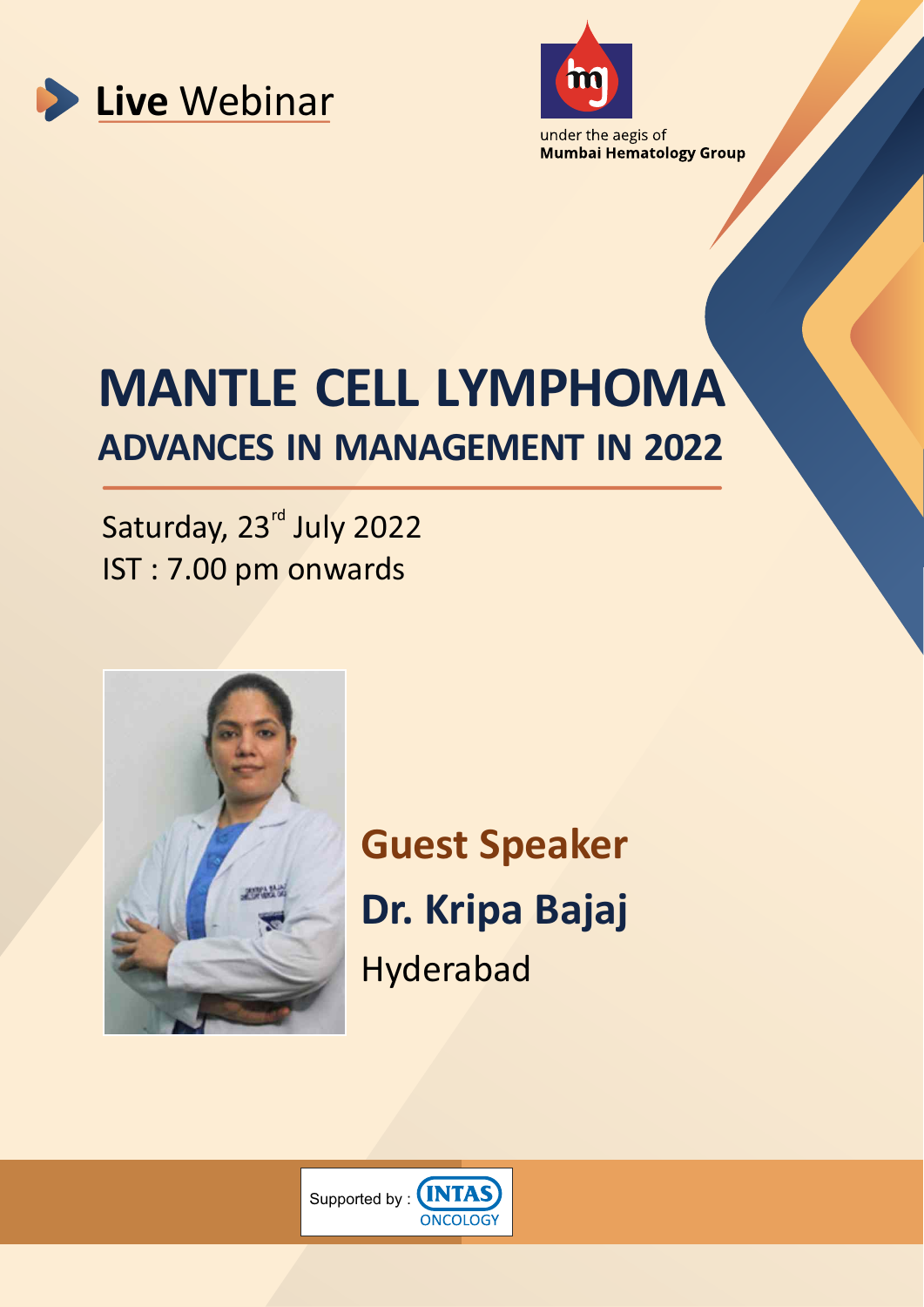**Live** Webinar

under the aegis of
**Mumbai Hematology Group**

# MANTLE CELL LYMPHOMA
## ADVANCES IN MANAGEMENT IN 2022

Saturday, 23rd July 2022
IST : 7.00 pm onwards

### Guest Speaker
### Dr. Kripa Bajaj
Hyderabad

Supported by : INTAS ONCOLOGY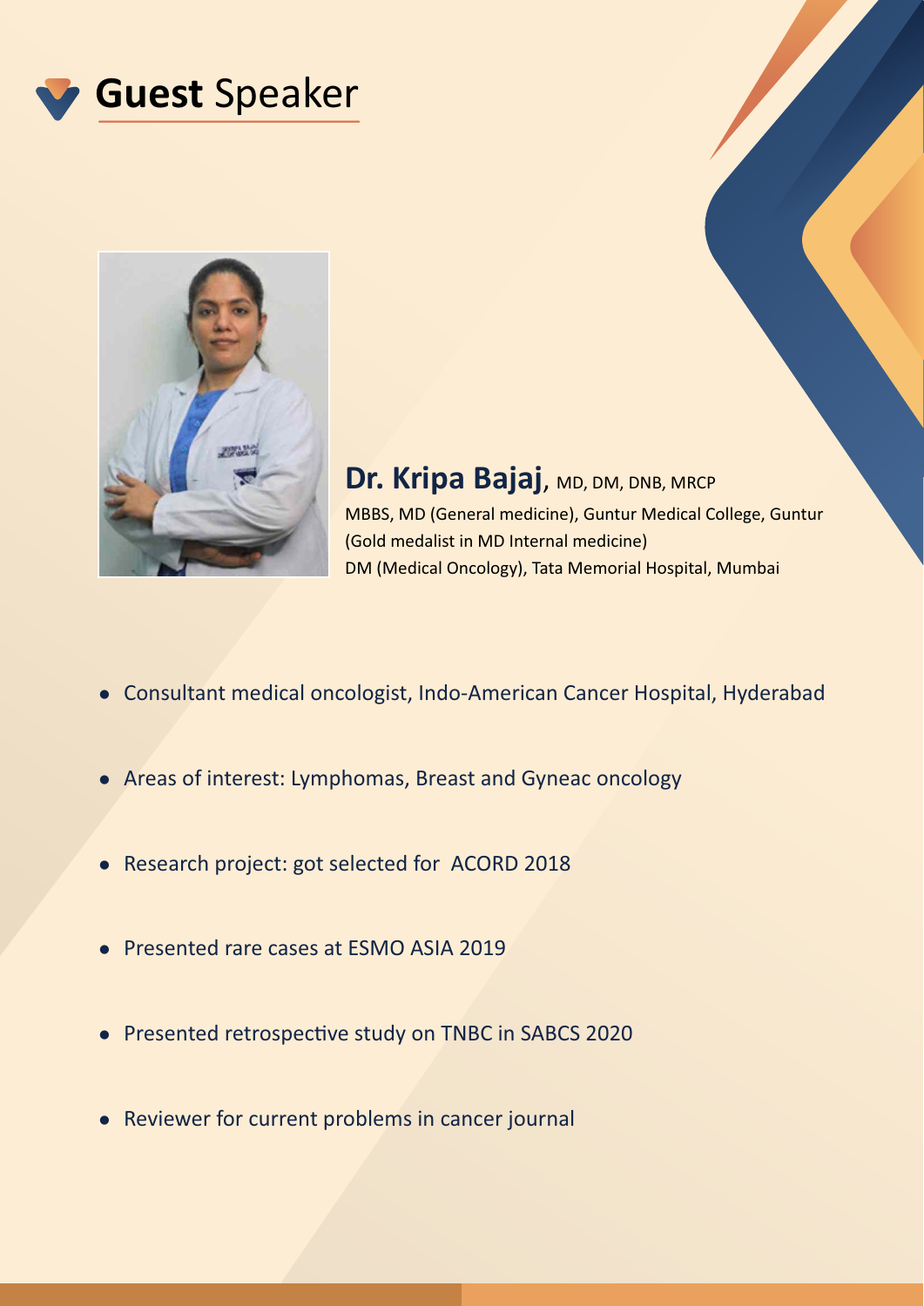# **Guest** Speaker

## Dr. Kripa Bajaj, MD, DM, DNB, MRCP

MBBS, MD (General medicine), Guntur Medical College, Guntur
(Gold medalist in MD Internal medicine)
DM (Medical Oncology), Tata Memorial Hospital, Mumbai

- Consultant medical oncologist, Indo-American Cancer Hospital, Hyderabad
- Areas of interest: Lymphomas, Breast and Gyneac oncology
- Research project: got selected for ACORD 2018
- Presented rare cases at ESMO ASIA 2019
- Presented retrospective study on TNBC in SABCS 2020
- Reviewer for current problems in cancer journal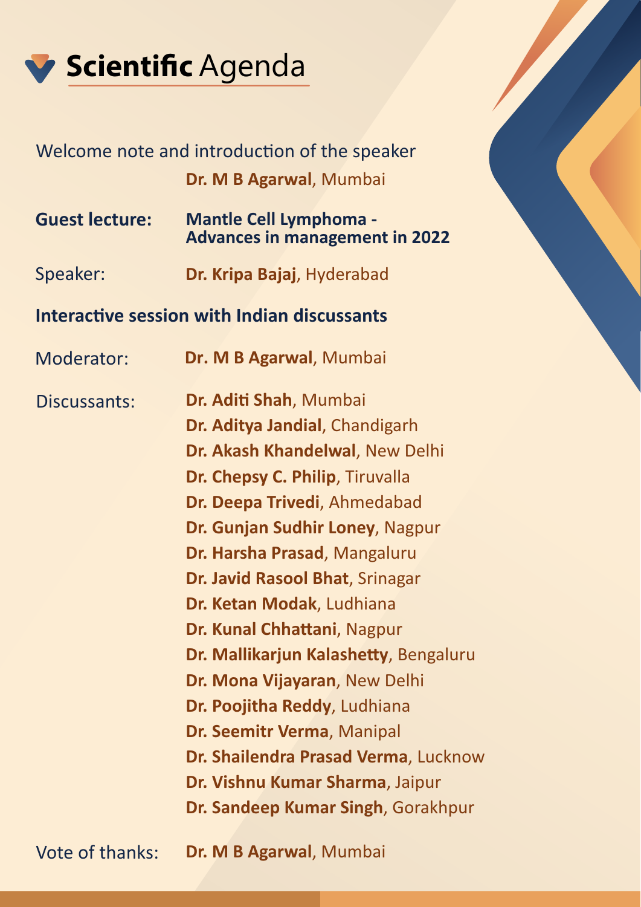# Scientific Agenda

Welcome note and introduction of the speaker

**Dr. M B Agarwal**, Mumbai

**Guest lecture:** **Mantle Cell Lymphoma - Advances in management in 2022**

Speaker: **Dr. Kripa Bajaj**, Hyderabad

**Interactive session with Indian discussants**

Moderator: **Dr. M B Agarwal**, Mumbai

Discussants:

- **Dr. Aditi Shah**, Mumbai
- **Dr. Aditya Jandial**, Chandigarh
- **Dr. Akash Khandelwal**, New Delhi
- **Dr. Chepsy C. Philip**, Tiruvalla
- **Dr. Deepa Trivedi**, Ahmedabad
- **Dr. Gunjan Sudhir Loney**, Nagpur
- **Dr. Harsha Prasad**, Mangaluru
- **Dr. Javid Rasool Bhat**, Srinagar
- **Dr. Ketan Modak**, Ludhiana
- **Dr. Kunal Chhattani**, Nagpur
- **Dr. Mallikarjun Kalashetty**, Bengaluru
- **Dr. Mona Vijayaran**, New Delhi
- **Dr. Poojitha Reddy**, Ludhiana
- **Dr. Seemitr Verma**, Manipal
- **Dr. Shailendra Prasad Verma**, Lucknow
- **Dr. Vishnu Kumar Sharma**, Jaipur
- **Dr. Sandeep Kumar Singh**, Gorakhpur

Vote of thanks: **Dr. M B Agarwal**, Mumbai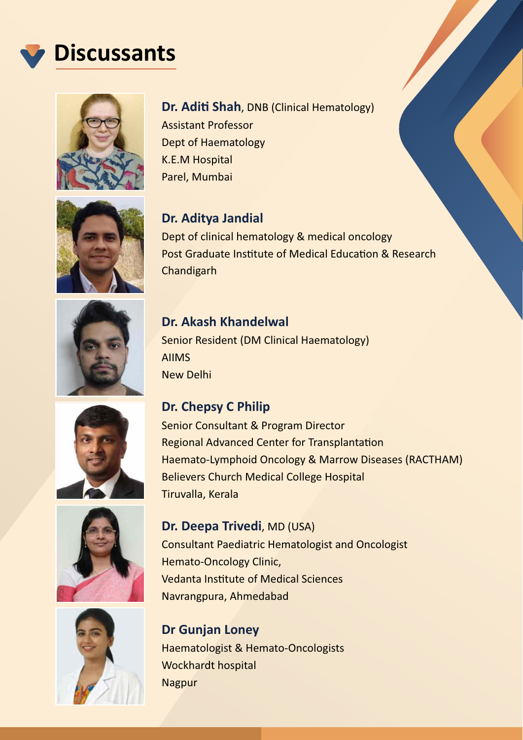# Discussants

**Dr. Aditi Shah**, DNB (Clinical Hematology)
Assistant Professor
Dept of Haematology
K.E.M Hospital
Parel, Mumbai

**Dr. Aditya Jandial**
Dept of clinical hematology & medical oncology
Post Graduate Institute of Medical Education & Research
Chandigarh

**Dr. Akash Khandelwal**
Senior Resident (DM Clinical Haematology)
AIIMS
New Delhi

**Dr. Chepsy C Philip**
Senior Consultant & Program Director
Regional Advanced Center for Transplantation
Haemato-Lymphoid Oncology & Marrow Diseases (RACTHAM)
Believers Church Medical College Hospital
Tiruvalla, Kerala

**Dr. Deepa Trivedi**, MD (USA)
Consultant Paediatric Hematologist and Oncologist
Hemato-Oncology Clinic,
Vedanta Institute of Medical Sciences
Navrangpura, Ahmedabad

**Dr Gunjan Loney**
Haematologist & Hemato-Oncologists
Wockhardt hospital
Nagpur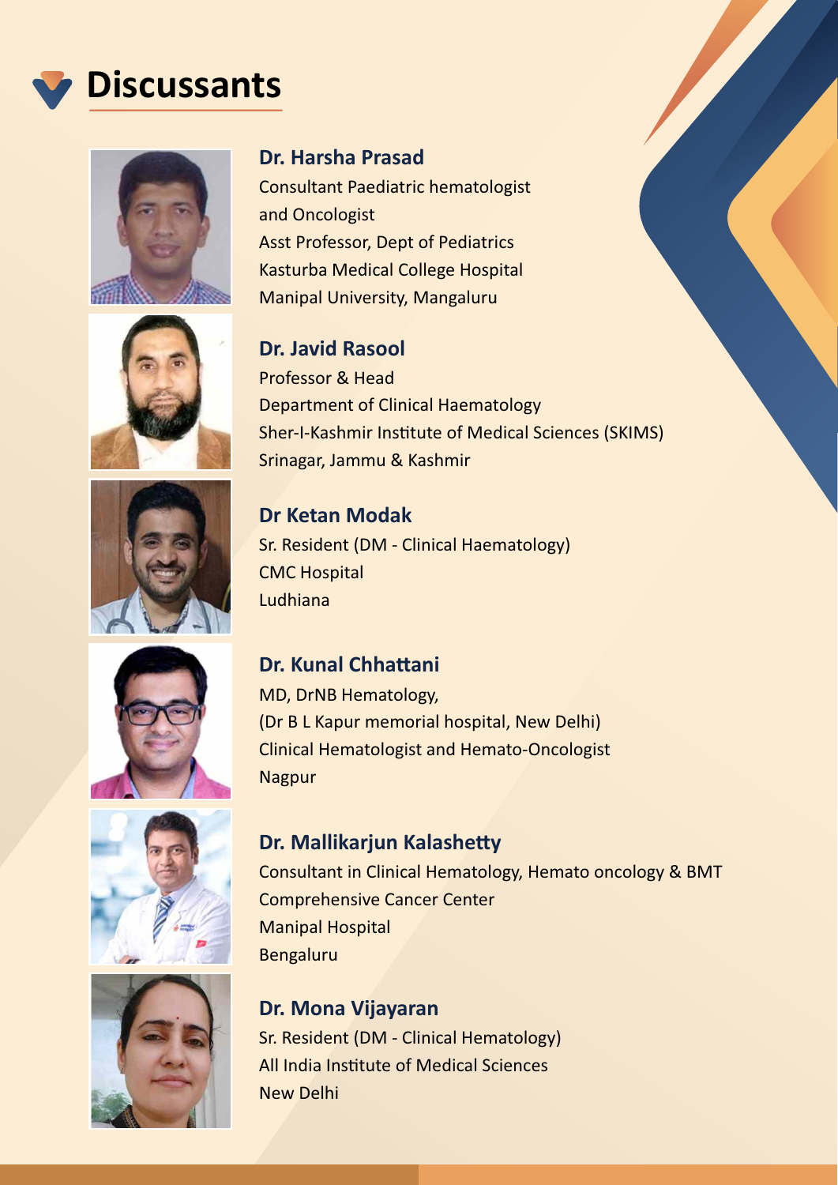# Discussants

**Dr. Harsha Prasad**
Consultant Paediatric hematologist
and Oncologist
Asst Professor, Dept of Pediatrics
Kasturba Medical College Hospital
Manipal University, Mangaluru

**Dr. Javid Rasool**
Professor & Head
Department of Clinical Haematology
Sher-I-Kashmir Institute of Medical Sciences (SKIMS)
Srinagar, Jammu & Kashmir

**Dr Ketan Modak**
Sr. Resident (DM - Clinical Haematology)
CMC Hospital
Ludhiana

**Dr. Kunal Chhattani**
MD, DrNB Hematology,
(Dr B L Kapur memorial hospital, New Delhi)
Clinical Hematologist and Hemato-Oncologist
Nagpur

**Dr. Mallikarjun Kalashetty**
Consultant in Clinical Hematology, Hemato oncology & BMT
Comprehensive Cancer Center
Manipal Hospital
Bengaluru

**Dr. Mona Vijayaran**
Sr. Resident (DM - Clinical Hematology)
All India Institute of Medical Sciences
New Delhi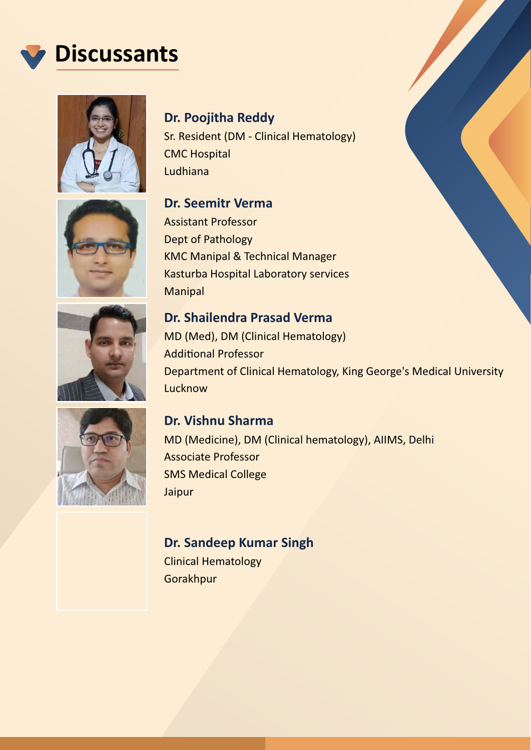# Discussants

**Dr. Poojitha Reddy**
Sr. Resident (DM - Clinical Hematology)
CMC Hospital
Ludhiana

**Dr. Seemitr Verma**
Assistant Professor
Dept of Pathology
KMC Manipal & Technical Manager
Kasturba Hospital Laboratory services
Manipal

**Dr. Shailendra Prasad Verma**
MD (Med), DM (Clinical Hematology)
Additional Professor
Department of Clinical Hematology, King George's Medical University
Lucknow

**Dr. Vishnu Sharma**
MD (Medicine), DM (Clinical hematology), AIIMS, Delhi
Associate Professor
SMS Medical College
Jaipur

**Dr. Sandeep Kumar Singh**
Clinical Hematology
Gorakhpur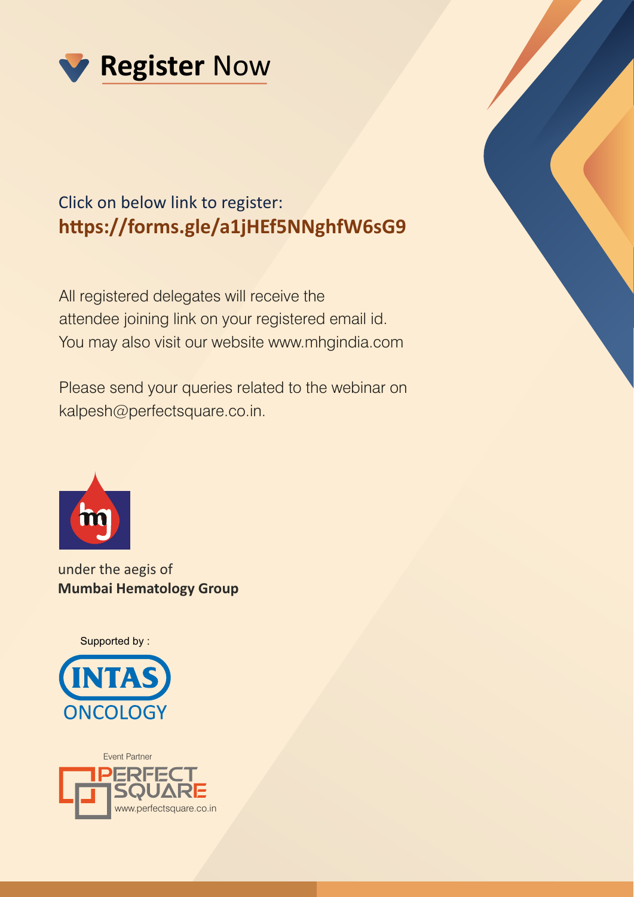# Register Now

Click on below link to register:
**https://forms.gle/a1jHEf5NNghfW6sG9**

All registered delegates will receive the attendee joining link on your registered email id. You may also visit our website www.mhgindia.com

Please send your queries related to the webinar on kalpesh@perfectsquare.co.in.

under the aegis of
**Mumbai Hematology Group**

Supported by :

INTAS ONCOLOGY

Event Partner

PERFECT SQUARE
www.perfectsquare.co.in